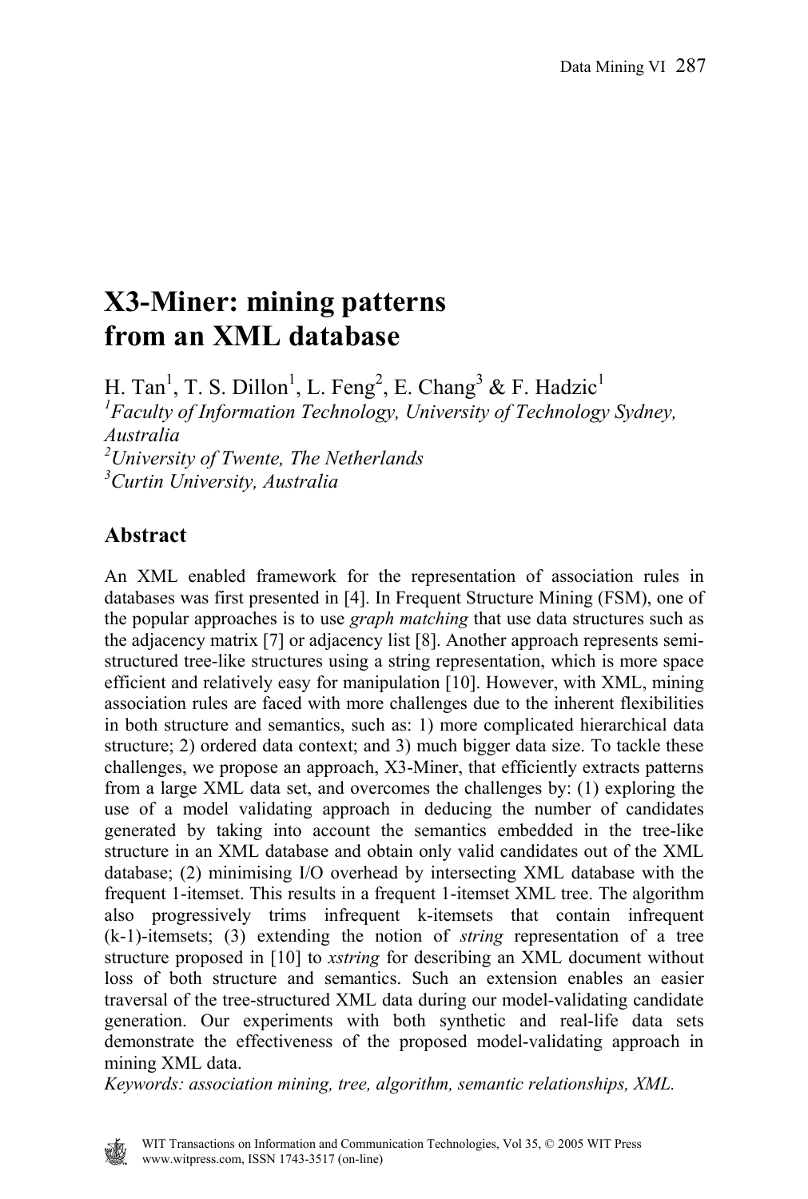# X3-Miner: mining patterns from an XML database

H. Tan[1], T. S. Dillon[1], L. Feng[2], E. Chang[3] & F. Hadzic[1]

[1]*Faculty of Information Technology, University of Technology Sydney, Australia*
[2]*University of Twente, The Netherlands*
[3]*Curtin University, Australia*

## Abstract

An XML enabled framework for the representation of association rules in databases was first presented in [4]. In Frequent Structure Mining (FSM), one of the popular approaches is to use *graph matching* that use data structures such as the adjacency matrix [7] or adjacency list [8]. Another approach represents semi-structured tree-like structures using a string representation, which is more space efficient and relatively easy for manipulation [10]. However, with XML, mining association rules are faced with more challenges due to the inherent flexibilities in both structure and semantics, such as: 1) more complicated hierarchical data structure; 2) ordered data context; and 3) much bigger data size. To tackle these challenges, we propose an approach, X3-Miner, that efficiently extracts patterns from a large XML data set, and overcomes the challenges by: (1) exploring the use of a model validating approach in deducing the number of candidates generated by taking into account the semantics embedded in the tree-like structure in an XML database and obtain only valid candidates out of the XML database; (2) minimising I/O overhead by intersecting XML database with the frequent 1-itemset. This results in a frequent 1-itemset XML tree. The algorithm also progressively trims infrequent k-itemsets that contain infrequent (k-1)-itemsets; (3) extending the notion of *string* representation of a tree structure proposed in [10] to *xstring* for describing an XML document without loss of both structure and semantics. Such an extension enables an easier traversal of the tree-structured XML data during our model-validating candidate generation. Our experiments with both synthetic and real-life data sets demonstrate the effectiveness of the proposed model-validating approach in mining XML data.

*Keywords: association mining, tree, algorithm, semantic relationships, XML.*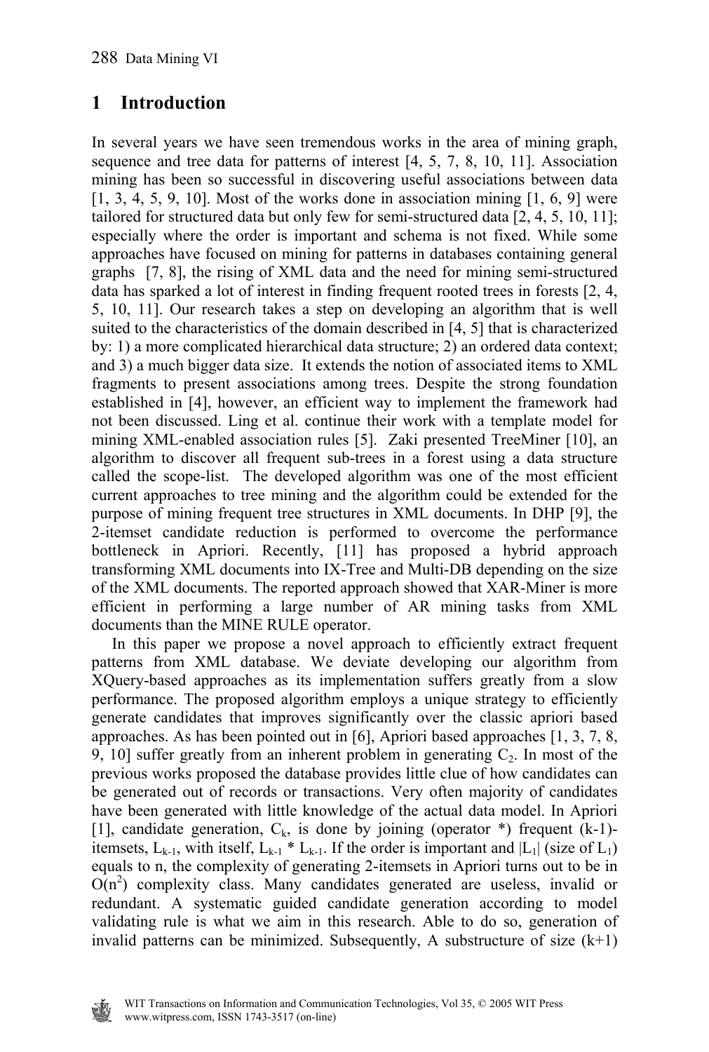# 1 Introduction

In several years we have seen tremendous works in the area of mining graph, sequence and tree data for patterns of interest [4, 5, 7, 8, 10, 11]. Association mining has been so successful in discovering useful associations between data [1, 3, 4, 5, 9, 10]. Most of the works done in association mining [1, 6, 9] were tailored for structured data but only few for semi-structured data [2, 4, 5, 10, 11]; especially where the order is important and schema is not fixed. While some approaches have focused on mining for patterns in databases containing general graphs [7, 8], the rising of XML data and the need for mining semi-structured data has sparked a lot of interest in finding frequent rooted trees in forests [2, 4, 5, 10, 11]. Our research takes a step on developing an algorithm that is well suited to the characteristics of the domain described in [4, 5] that is characterized by: 1) a more complicated hierarchical data structure; 2) an ordered data context; and 3) a much bigger data size. It extends the notion of associated items to XML fragments to present associations among trees. Despite the strong foundation established in [4], however, an efficient way to implement the framework had not been discussed. Ling et al. continue their work with a template model for mining XML-enabled association rules [5]. Zaki presented TreeMiner [10], an algorithm to discover all frequent sub-trees in a forest using a data structure called the scope-list. The developed algorithm was one of the most efficient current approaches to tree mining and the algorithm could be extended for the purpose of mining frequent tree structures in XML documents. In DHP [9], the 2-itemset candidate reduction is performed to overcome the performance bottleneck in Apriori. Recently, [11] has proposed a hybrid approach transforming XML documents into IX-Tree and Multi-DB depending on the size of the XML documents. The reported approach showed that XAR-Miner is more efficient in performing a large number of AR mining tasks from XML documents than the MINE RULE operator.

In this paper we propose a novel approach to efficiently extract frequent patterns from XML database. We deviate developing our algorithm from XQuery-based approaches as its implementation suffers greatly from a slow performance. The proposed algorithm employs a unique strategy to efficiently generate candidates that improves significantly over the classic apriori based approaches. As has been pointed out in [6], Apriori based approaches [1, 3, 7, 8, 9, 10] suffer greatly from an inherent problem in generating $C_2$. In most of the previous works proposed the database provides little clue of how candidates can be generated out of records or transactions. Very often majority of candidates have been generated with little knowledge of the actual data model. In Apriori [1], candidate generation, $C_k$, is done by joining (operator *) frequent (k-1)-itemsets, $L_{k-1}$, with itself, $L_{k-1} * L_{k-1}$. If the order is important and $|L_1|$ (size of $L_1$) equals to n, the complexity of generating 2-itemsets in Apriori turns out to be in $O(n^2)$ complexity class. Many candidates generated are useless, invalid or redundant. A systematic guided candidate generation according to model validating rule is what we aim in this research. Able to do so, generation of invalid patterns can be minimized. Subsequently, A substructure of size (k+1)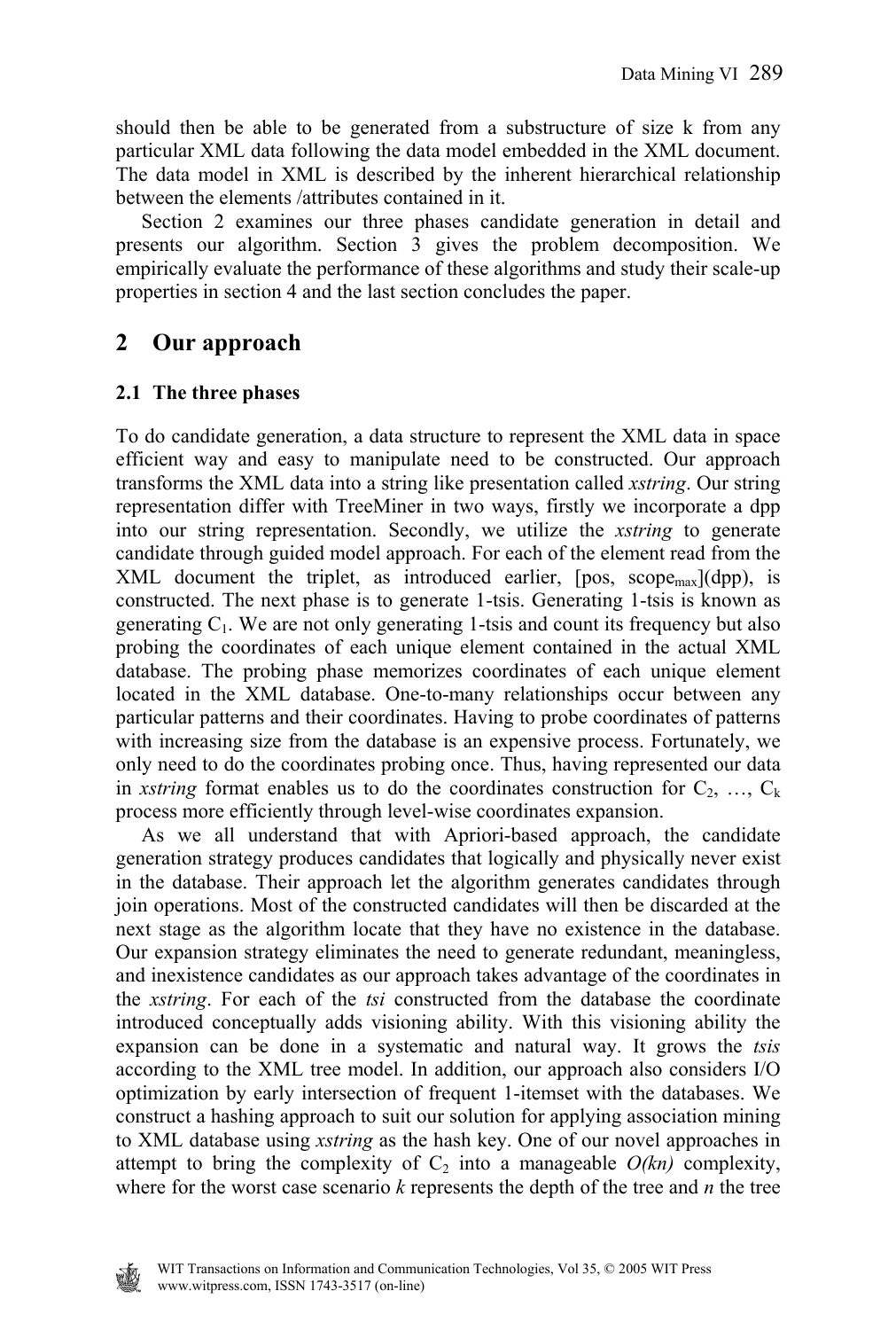should then be able to be generated from a substructure of size k from any particular XML data following the data model embedded in the XML document. The data model in XML is described by the inherent hierarchical relationship between the elements /attributes contained in it.

Section 2 examines our three phases candidate generation in detail and presents our algorithm. Section 3 gives the problem decomposition. We empirically evaluate the performance of these algorithms and study their scale-up properties in section 4 and the last section concludes the paper.

## 2 Our approach

### 2.1 The three phases

To do candidate generation, a data structure to represent the XML data in space efficient way and easy to manipulate need to be constructed. Our approach transforms the XML data into a string like presentation called *xstring*. Our string representation differ with TreeMiner in two ways, firstly we incorporate a dpp into our string representation. Secondly, we utilize the *xstring* to generate candidate through guided model approach. For each of the element read from the XML document the triplet, as introduced earlier, [pos, $scope_{max}$](dpp), is constructed. The next phase is to generate 1-tsis. Generating 1-tsis is known as generating $C_1$. We are not only generating 1-tsis and count its frequency but also probing the coordinates of each unique element contained in the actual XML database. The probing phase memorizes coordinates of each unique element located in the XML database. One-to-many relationships occur between any particular patterns and their coordinates. Having to probe coordinates of patterns with increasing size from the database is an expensive process. Fortunately, we only need to do the coordinates probing once. Thus, having represented our data in *xstring* format enables us to do the coordinates construction for $C_2$, …, $C_k$ process more efficiently through level-wise coordinates expansion.

As we all understand that with Apriori-based approach, the candidate generation strategy produces candidates that logically and physically never exist in the database. Their approach let the algorithm generates candidates through join operations. Most of the constructed candidates will then be discarded at the next stage as the algorithm locate that they have no existence in the database. Our expansion strategy eliminates the need to generate redundant, meaningless, and inexistence candidates as our approach takes advantage of the coordinates in the *xstring*. For each of the *tsi* constructed from the database the coordinate introduced conceptually adds visioning ability. With this visioning ability the expansion can be done in a systematic and natural way. It grows the *tsis* according to the XML tree model. In addition, our approach also considers I/O optimization by early intersection of frequent 1-itemset with the databases. We construct a hashing approach to suit our solution for applying association mining to XML database using *xstring* as the hash key. One of our novel approaches in attempt to bring the complexity of $C_2$ into a manageable $O(kn)$ complexity, where for the worst case scenario $k$ represents the depth of the tree and $n$ the tree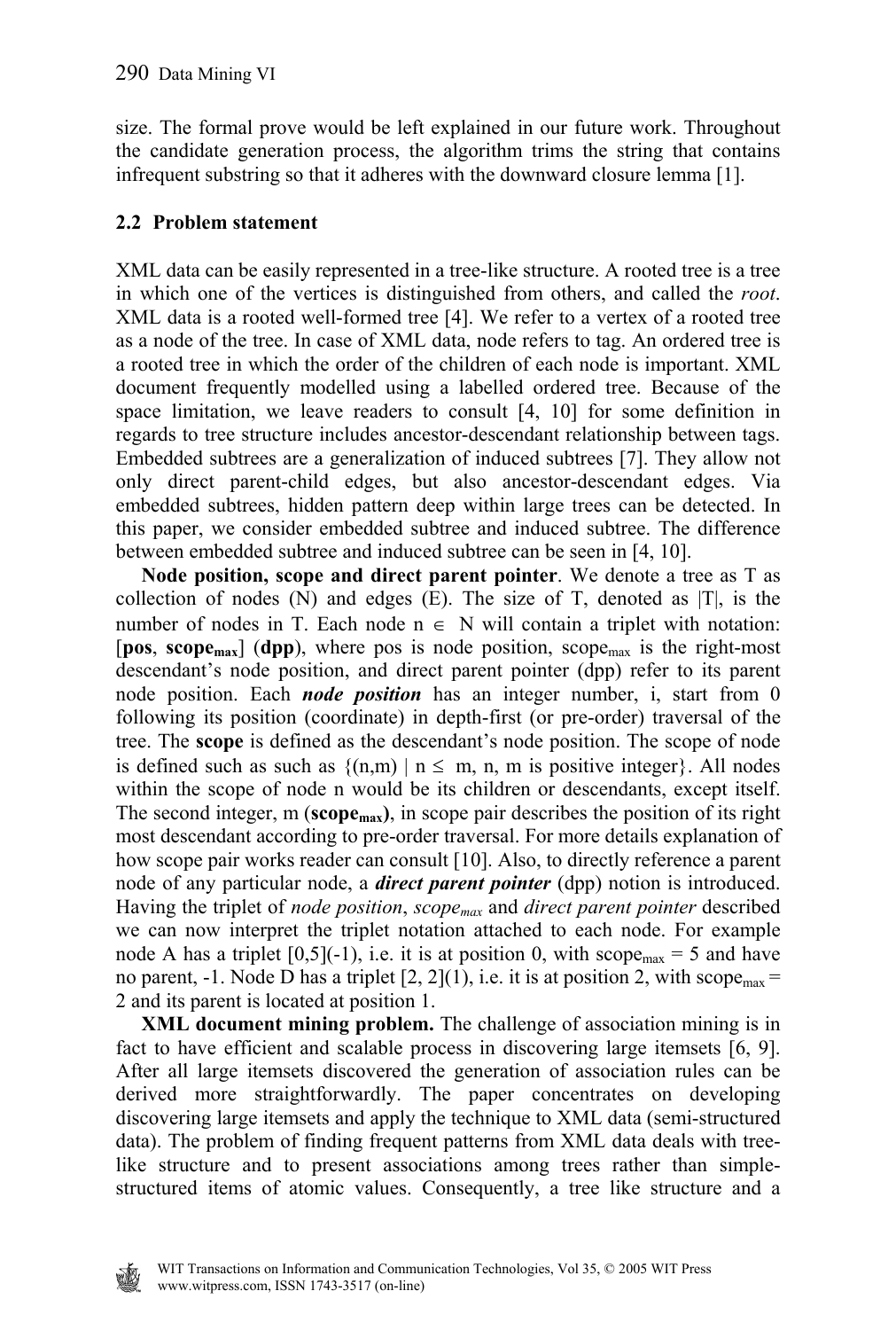size. The formal prove would be left explained in our future work. Throughout the candidate generation process, the algorithm trims the string that contains infrequent substring so that it adheres with the downward closure lemma [1].

### 2.2 Problem statement

XML data can be easily represented in a tree-like structure. A rooted tree is a tree in which one of the vertices is distinguished from others, and called the *root*. XML data is a rooted well-formed tree [4]. We refer to a vertex of a rooted tree as a node of the tree. In case of XML data, node refers to tag. An ordered tree is a rooted tree in which the order of the children of each node is important. XML document frequently modelled using a labelled ordered tree. Because of the space limitation, we leave readers to consult [4, 10] for some definition in regards to tree structure includes ancestor-descendant relationship between tags. Embedded subtrees are a generalization of induced subtrees [7]. They allow not only direct parent-child edges, but also ancestor-descendant edges. Via embedded subtrees, hidden pattern deep within large trees can be detected. In this paper, we consider embedded subtree and induced subtree. The difference between embedded subtree and induced subtree can be seen in [4, 10].

**Node position, scope and direct parent pointer**. We denote a tree as T as collection of nodes (N) and edges (E). The size of T, denoted as |T|, is the number of nodes in T. Each node $n \in N$ will contain a triplet with notation: [**pos**, **scope$_{max}$**] (**dpp**), where pos is node position, scope$_{max}$ is the right-most descendant's node position, and direct parent pointer (dpp) refer to its parent node position. Each ***node position*** has an integer number, i, start from 0 following its position (coordinate) in depth-first (or pre-order) traversal of the tree. The **scope** is defined as the descendant's node position. The scope of node is defined such as such as $\{(n,m) \mid n \leq m$, n, m is positive integer$\}$. All nodes within the scope of node n would be its children or descendants, except itself. The second integer, m (**scope$_{max}$**), in scope pair describes the position of its right most descendant according to pre-order traversal. For more details explanation of how scope pair works reader can consult [10]. Also, to directly reference a parent node of any particular node, a ***direct parent pointer*** (dpp) notion is introduced. Having the triplet of *node position*, *scope$_{max}$* and *direct parent pointer* described we can now interpret the triplet notation attached to each node. For example node A has a triplet [0,5](-1), i.e. it is at position 0, with scope$_{max}$ = 5 and have no parent, -1. Node D has a triplet [2, 2](1), i.e. it is at position 2, with scope$_{max}$ = 2 and its parent is located at position 1.

**XML document mining problem.** The challenge of association mining is in fact to have efficient and scalable process in discovering large itemsets [6, 9]. After all large itemsets discovered the generation of association rules can be derived more straightforwardly. The paper concentrates on developing discovering large itemsets and apply the technique to XML data (semi-structured data). The problem of finding frequent patterns from XML data deals with tree-like structure and to present associations among trees rather than simple-structured items of atomic values. Consequently, a tree like structure and a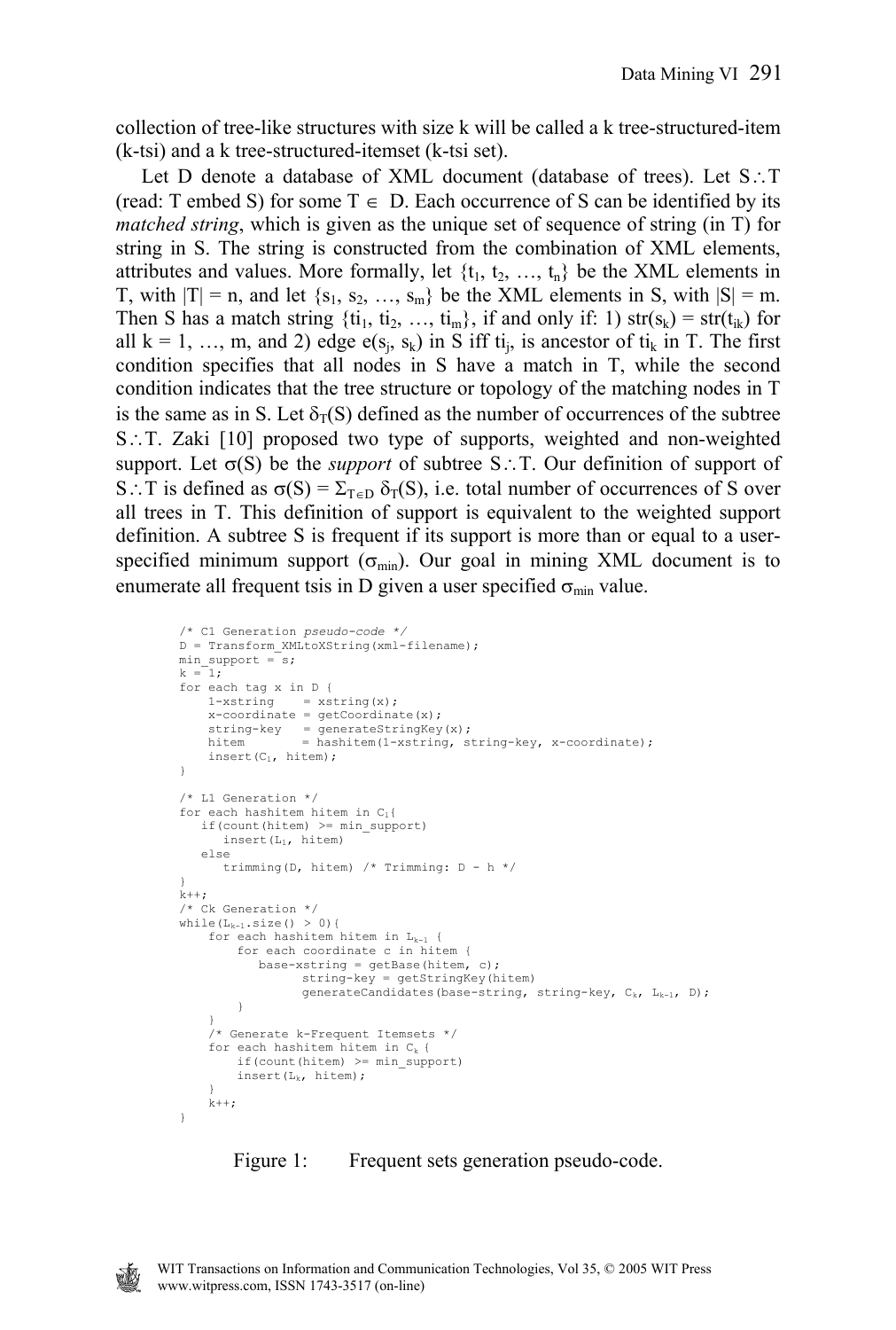collection of tree-like structures with size k will be called a k tree-structured-item (k-tsi) and a k tree-structured-itemset (k-tsi set).

Let D denote a database of XML document (database of trees). Let $S \therefore T$ (read: T embed S) for some $T \in D$. Each occurrence of S can be identified by its *matched string*, which is given as the unique set of sequence of string (in T) for string in S. The string is constructed from the combination of XML elements, attributes and values. More formally, let $\{t_1, t_2, \ldots, t_n\}$ be the XML elements in T, with $|T| = n$, and let $\{s_1, s_2, \ldots, s_m\}$ be the XML elements in S, with $|S| = m$. Then S has a match string $\{ti_1, ti_2, \ldots, ti_m\}$, if and only if: 1) $str(s_k) = str(t_{ik})$ for all $k = 1, \ldots, m$, and 2) edge $e(s_j, s_k)$ in S iff $ti_j$, is ancestor of $ti_k$ in T. The first condition specifies that all nodes in S have a match in T, while the second condition indicates that the tree structure or topology of the matching nodes in T is the same as in S. Let $\delta_T(S)$ defined as the number of occurrences of the subtree $S \therefore T$. Zaki [10] proposed two type of supports, weighted and non-weighted support. Let $\sigma(S)$ be the *support* of subtree $S \therefore T$. Our definition of support of $S \therefore T$ is defined as $\sigma(S) = \Sigma_{T \in D}\, \delta_T(S)$, i.e. total number of occurrences of S over all trees in T. This definition of support is equivalent to the weighted support definition. A subtree S is frequent if its support is more than or equal to a user-specified minimum support ($\sigma_{min}$). Our goal in mining XML document is to enumerate all frequent tsis in D given a user specified $\sigma_{min}$ value.

```
/* C1 Generation pseudo-code */
D = Transform_XMLtoXString(xml-filename);
min_support = s;
k = 1;
for each tag x in D {
    1-xstring    = xstring(x);
    x-coordinate = getCoordinate(x);
    string-key   = generateStringKey(x);
    hitem        = hashitem(1-xstring, string-key, x-coordinate);
    insert(C1, hitem);
}

/* L1 Generation */
for each hashitem hitem in C1{
   if(count(hitem) >= min_support)
      insert(L1, hitem)
   else
      trimming(D, hitem) /* Trimming: D - h */
}
k++;
/* Ck Generation */
while(Lk-1.size() > 0){
    for each hashitem hitem in Lk-1 {
        for each coordinate c in hitem {
           base-xstring = getBase(hitem, c);
                 string-key = getStringKey(hitem)
                 generateCandidates(base-string, string-key, Ck, Lk-1, D);
        }
    }
    /* Generate k-Frequent Itemsets */
    for each hashitem hitem in Ck {
        if(count(hitem) >= min_support)
        insert(Lk, hitem);
    }
    k++;
}
```

Figure 1: Frequent sets generation pseudo-code.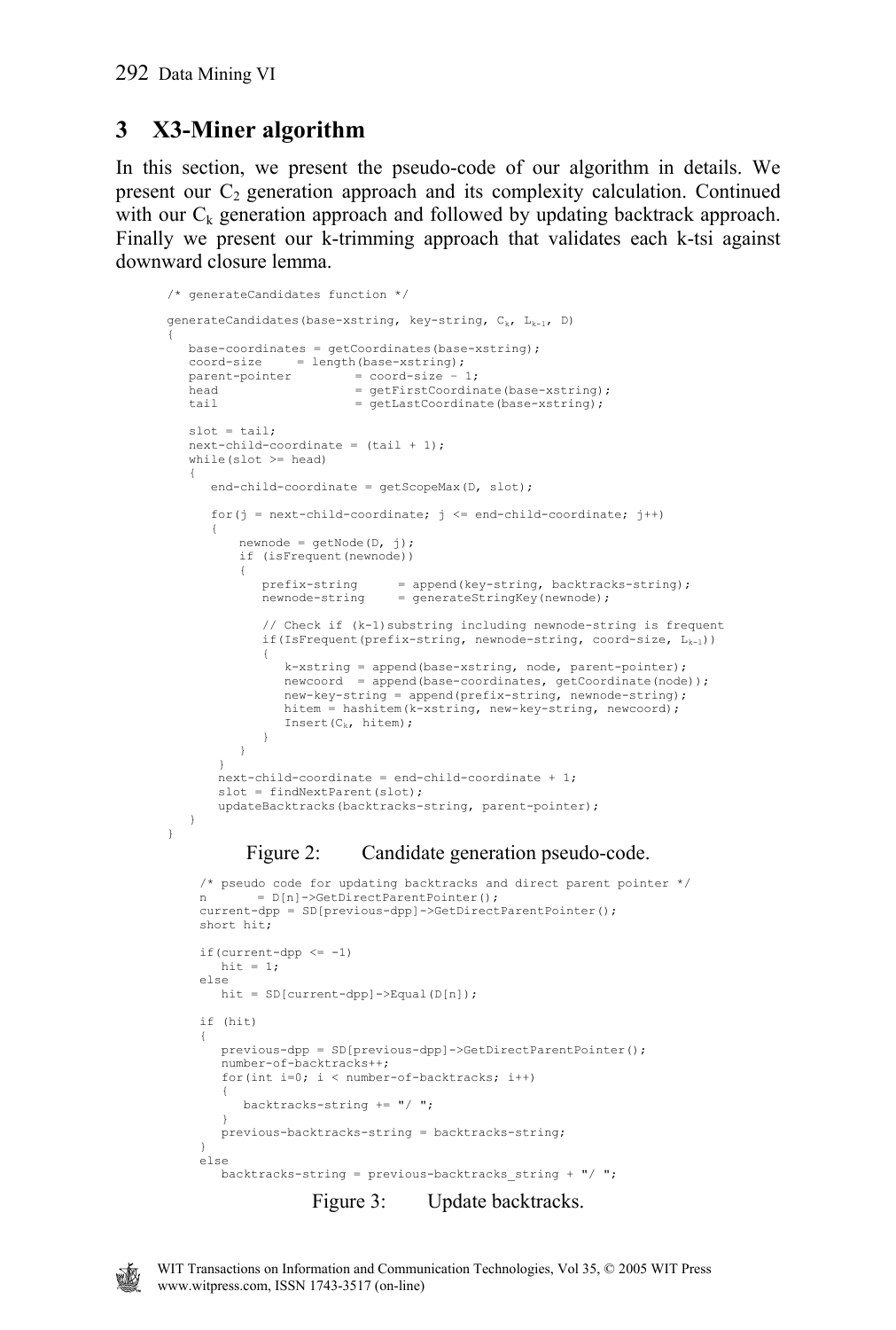## 3 X3-Miner algorithm

In this section, we present the pseudo-code of our algorithm in details. We present our $C_2$ generation approach and its complexity calculation. Continued with our $C_k$ generation approach and followed by updating backtrack approach. Finally we present our k-trimming approach that validates each k-tsi against downward closure lemma.

```
/* generateCandidates function */

generateCandidates(base-xstring, key-string, Ck, Lk-1, D)
{
   base-coordinates = getCoordinates(base-xstring);
   coord-size     = length(base-xstring);
   parent-pointer         = coord-size - 1;
   head                   = getFirstCoordinate(base-xstring);
   tail                   = getLastCoordinate(base-xstring);

   slot = tail;
   next-child-coordinate = (tail + 1);
   while(slot >= head)
   {
      end-child-coordinate = getScopeMax(D, slot);

      for(j = next-child-coordinate; j <= end-child-coordinate; j++)
      {
          newnode = getNode(D, j);
          if (isFrequent(newnode))
          {
             prefix-string      = append(key-string, backtracks-string);
             newnode-string     = generateStringKey(newnode);

             // Check if (k-1)substring including newnode-string is frequent
             if(IsFrequent(prefix-string, newnode-string, coord-size, Lk-1))
             {
                k-xstring = append(base-xstring, node, parent-pointer);
                newcoord  = append(base-coordinates, getCoordinate(node));
                new-key-string = append(prefix-string, newnode-string);
                hitem = hashitem(k-xstring, new-key-string, newcoord);
                Insert(Ck, hitem);
             }
          }
       }
       next-child-coordinate = end-child-coordinate + 1;
       slot = findNextParent(slot);
       updateBacktracks(backtracks-string, parent-pointer);
   }
}
```

Figure 2: Candidate generation pseudo-code.

```
/* pseudo code for updating backtracks and direct parent pointer */
n       = D[n]->GetDirectParentPointer();
current-dpp = SD[previous-dpp]->GetDirectParentPointer();
short hit;

if(current-dpp <= -1)
   hit = 1;
else
   hit = SD[current-dpp]->Equal(D[n]);

if (hit)
{
   previous-dpp = SD[previous-dpp]->GetDirectParentPointer();
   number-of-backtracks++;
   for(int i=0; i < number-of-backtracks; i++)
   {
      backtracks-string += "/ ";
   }
   previous-backtracks-string = backtracks-string;
}
else
   backtracks-string = previous-backtracks_string + "/ ";
```

Figure 3: Update backtracks.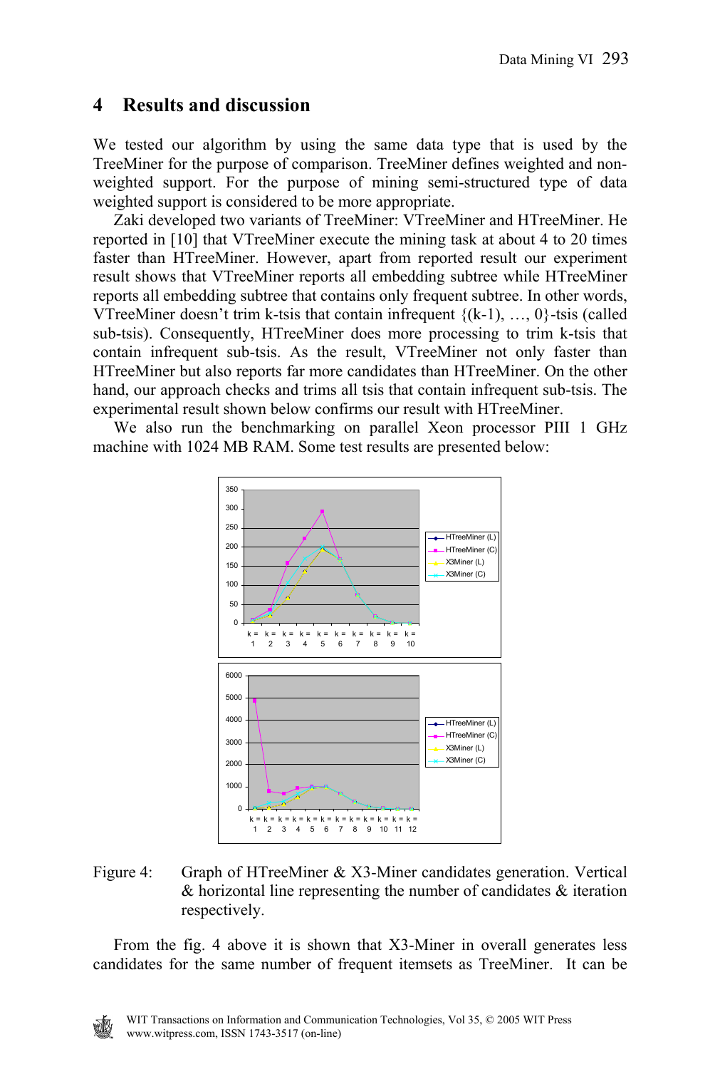## 4 Results and discussion

We tested our algorithm by using the same data type that is used by the TreeMiner for the purpose of comparison. TreeMiner defines weighted and non-weighted support. For the purpose of mining semi-structured type of data weighted support is considered to be more appropriate.

Zaki developed two variants of TreeMiner: VTreeMiner and HTreeMiner. He reported in [10] that VTreeMiner execute the mining task at about 4 to 20 times faster than HTreeMiner. However, apart from reported result our experiment result shows that VTreeMiner reports all embedding subtree while HTreeMiner reports all embedding subtree that contains only frequent subtree. In other words, VTreeMiner doesn't trim k-tsis that contain infrequent {(k-1), …, 0}-tsis (called sub-tsis). Consequently, HTreeMiner does more processing to trim k-tsis that contain infrequent sub-tsis. As the result, VTreeMiner not only faster than HTreeMiner but also reports far more candidates than HTreeMiner. On the other hand, our approach checks and trims all tsis that contain infrequent sub-tsis. The experimental result shown below confirms our result with HTreeMiner.

We also run the benchmarking on parallel Xeon processor PIII 1 GHz machine with 1024 MB RAM. Some test results are presented below:

Figure 4: Graph of HTreeMiner & X3-Miner candidates generation. Vertical & horizontal line representing the number of candidates & iteration respectively.

From the fig. 4 above it is shown that X3-Miner in overall generates less candidates for the same number of frequent itemsets as TreeMiner. It can be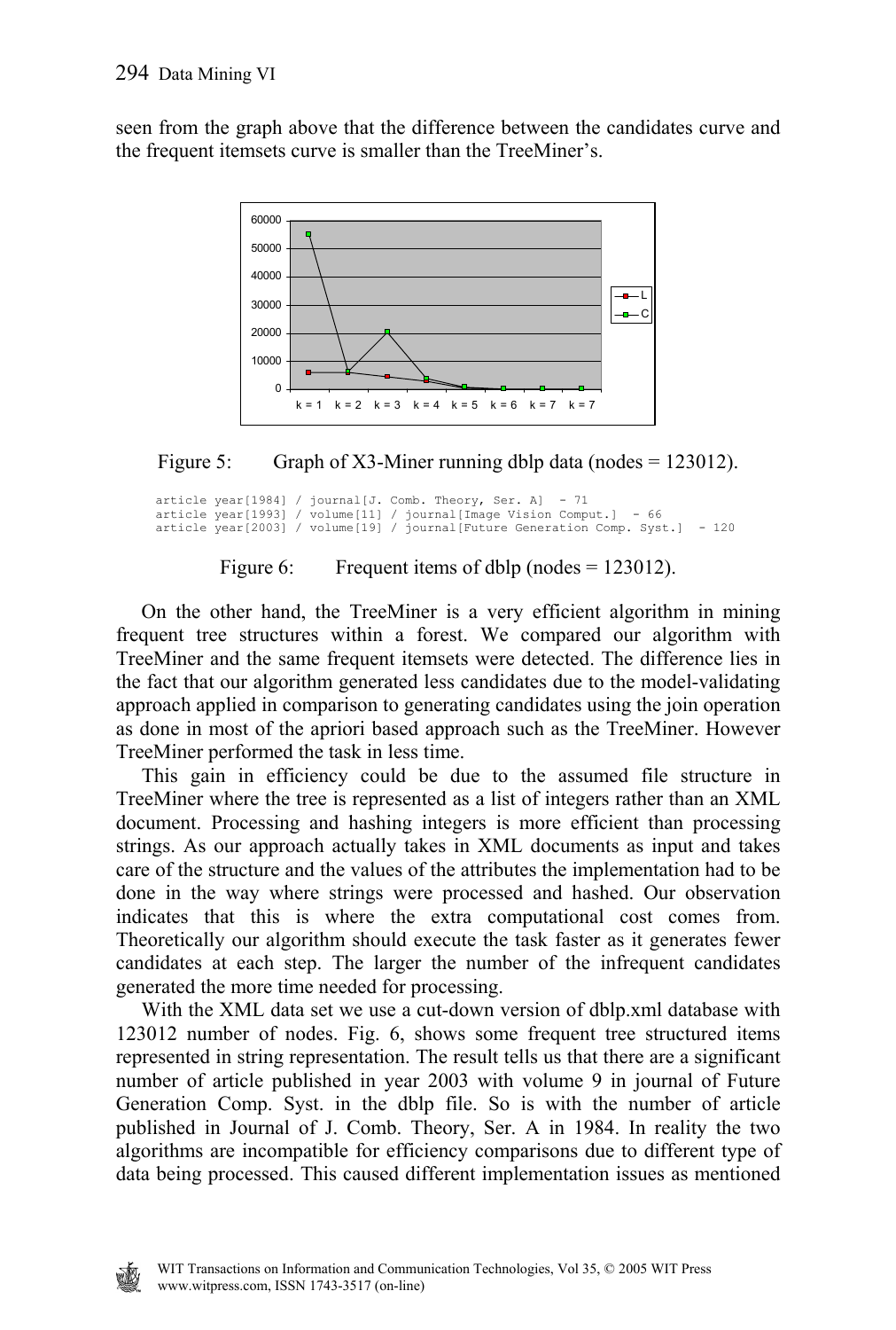seen from the graph above that the difference between the candidates curve and the frequent itemsets curve is smaller than the TreeMiner's.

Figure 5: Graph of X3-Miner running dblp data (nodes = 123012).

```
article year[1984] / journal[J. Comb. Theory, Ser. A]  - 71
article year[1993] / volume[11] / journal[Image Vision Comput.]  - 66
article year[2003] / volume[19] / journal[Future Generation Comp. Syst.]  - 120
```

Figure 6: Frequent items of dblp (nodes = 123012).

On the other hand, the TreeMiner is a very efficient algorithm in mining frequent tree structures within a forest. We compared our algorithm with TreeMiner and the same frequent itemsets were detected. The difference lies in the fact that our algorithm generated less candidates due to the model-validating approach applied in comparison to generating candidates using the join operation as done in most of the apriori based approach such as the TreeMiner. However TreeMiner performed the task in less time.

This gain in efficiency could be due to the assumed file structure in TreeMiner where the tree is represented as a list of integers rather than an XML document. Processing and hashing integers is more efficient than processing strings. As our approach actually takes in XML documents as input and takes care of the structure and the values of the attributes the implementation had to be done in the way where strings were processed and hashed. Our observation indicates that this is where the extra computational cost comes from. Theoretically our algorithm should execute the task faster as it generates fewer candidates at each step. The larger the number of the infrequent candidates generated the more time needed for processing.

With the XML data set we use a cut-down version of dblp.xml database with 123012 number of nodes. Fig. 6, shows some frequent tree structured items represented in string representation. The result tells us that there are a significant number of article published in year 2003 with volume 9 in journal of Future Generation Comp. Syst. in the dblp file. So is with the number of article published in Journal of J. Comb. Theory, Ser. A in 1984. In reality the two algorithms are incompatible for efficiency comparisons due to different type of data being processed. This caused different implementation issues as mentioned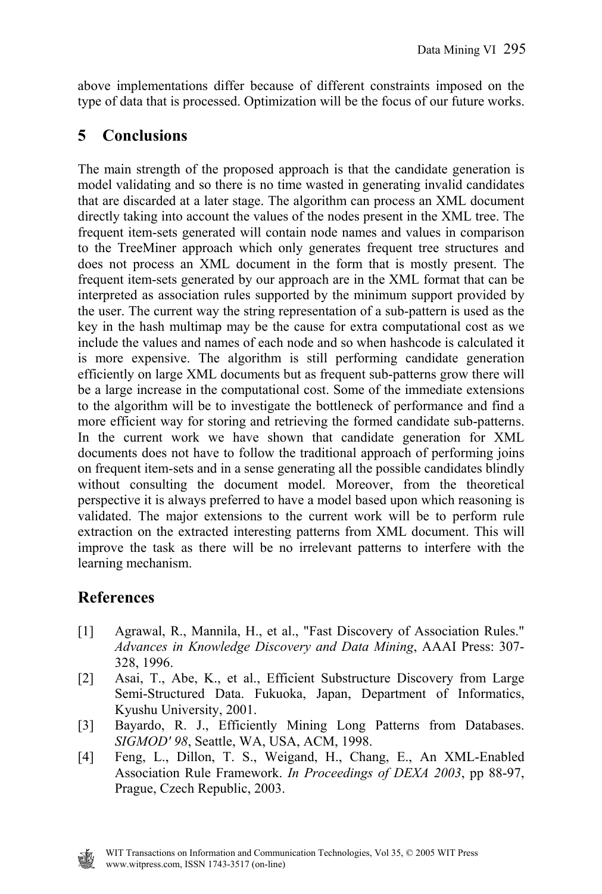above implementations differ because of different constraints imposed on the type of data that is processed. Optimization will be the focus of our future works.

## 5 Conclusions

The main strength of the proposed approach is that the candidate generation is model validating and so there is no time wasted in generating invalid candidates that are discarded at a later stage. The algorithm can process an XML document directly taking into account the values of the nodes present in the XML tree. The frequent item-sets generated will contain node names and values in comparison to the TreeMiner approach which only generates frequent tree structures and does not process an XML document in the form that is mostly present. The frequent item-sets generated by our approach are in the XML format that can be interpreted as association rules supported by the minimum support provided by the user. The current way the string representation of a sub-pattern is used as the key in the hash multimap may be the cause for extra computational cost as we include the values and names of each node and so when hashcode is calculated it is more expensive. The algorithm is still performing candidate generation efficiently on large XML documents but as frequent sub-patterns grow there will be a large increase in the computational cost. Some of the immediate extensions to the algorithm will be to investigate the bottleneck of performance and find a more efficient way for storing and retrieving the formed candidate sub-patterns. In the current work we have shown that candidate generation for XML documents does not have to follow the traditional approach of performing joins on frequent item-sets and in a sense generating all the possible candidates blindly without consulting the document model. Moreover, from the theoretical perspective it is always preferred to have a model based upon which reasoning is validated. The major extensions to the current work will be to perform rule extraction on the extracted interesting patterns from XML document. This will improve the task as there will be no irrelevant patterns to interfere with the learning mechanism.

## References

[1] Agrawal, R., Mannila, H., et al., "Fast Discovery of Association Rules." *Advances in Knowledge Discovery and Data Mining*, AAAI Press: 307-328, 1996.

[2] Asai, T., Abe, K., et al., Efficient Substructure Discovery from Large Semi-Structured Data. Fukuoka, Japan, Department of Informatics, Kyushu University, 2001.

[3] Bayardo, R. J., Efficiently Mining Long Patterns from Databases. *SIGMOD' 98*, Seattle, WA, USA, ACM, 1998.

[4] Feng, L., Dillon, T. S., Weigand, H., Chang, E., An XML-Enabled Association Rule Framework. *In Proceedings of DEXA 2003*, pp 88-97, Prague, Czech Republic, 2003.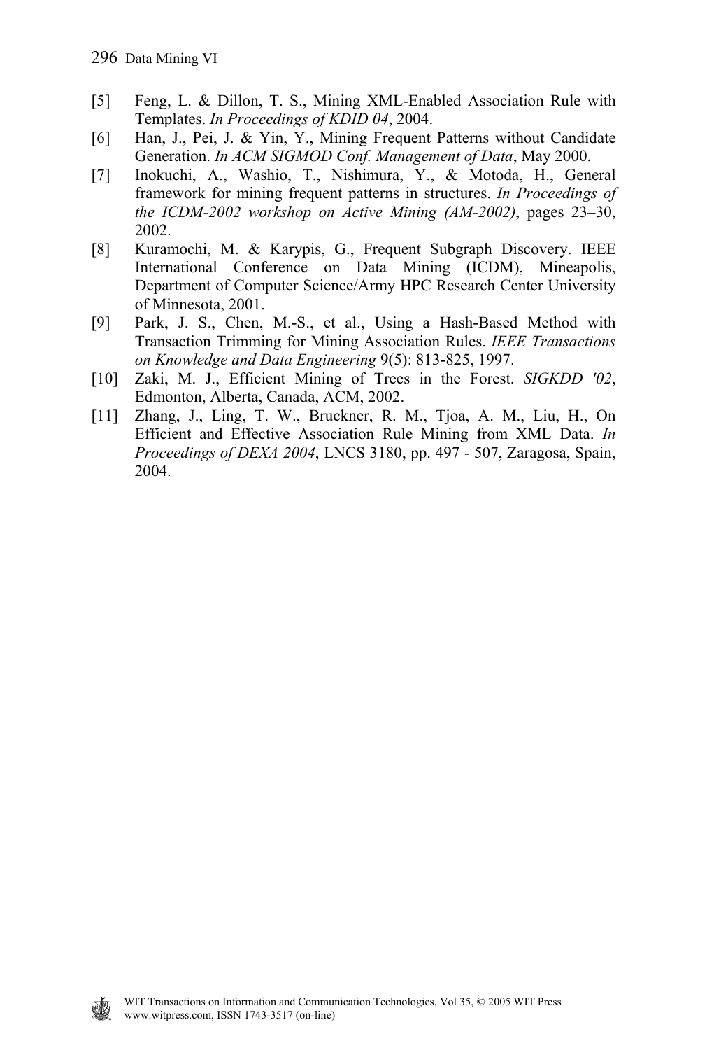[5] Feng, L. & Dillon, T. S., Mining XML-Enabled Association Rule with Templates. *In Proceedings of KDID 04*, 2004.

[6] Han, J., Pei, J. & Yin, Y., Mining Frequent Patterns without Candidate Generation. *In ACM SIGMOD Conf. Management of Data*, May 2000.

[7] Inokuchi, A., Washio, T., Nishimura, Y., & Motoda, H., General framework for mining frequent patterns in structures. *In Proceedings of the ICDM-2002 workshop on Active Mining (AM-2002)*, pages 23–30, 2002.

[8] Kuramochi, M. & Karypis, G., Frequent Subgraph Discovery. IEEE International Conference on Data Mining (ICDM), Mineapolis, Department of Computer Science/Army HPC Research Center University of Minnesota, 2001.

[9] Park, J. S., Chen, M.-S., et al., Using a Hash-Based Method with Transaction Trimming for Mining Association Rules. *IEEE Transactions on Knowledge and Data Engineering* 9(5): 813-825, 1997.

[10] Zaki, M. J., Efficient Mining of Trees in the Forest. *SIGKDD '02*, Edmonton, Alberta, Canada, ACM, 2002.

[11] Zhang, J., Ling, T. W., Bruckner, R. M., Tjoa, A. M., Liu, H., On Efficient and Effective Association Rule Mining from XML Data. *In Proceedings of DEXA 2004*, LNCS 3180, pp. 497 - 507, Zaragosa, Spain, 2004.